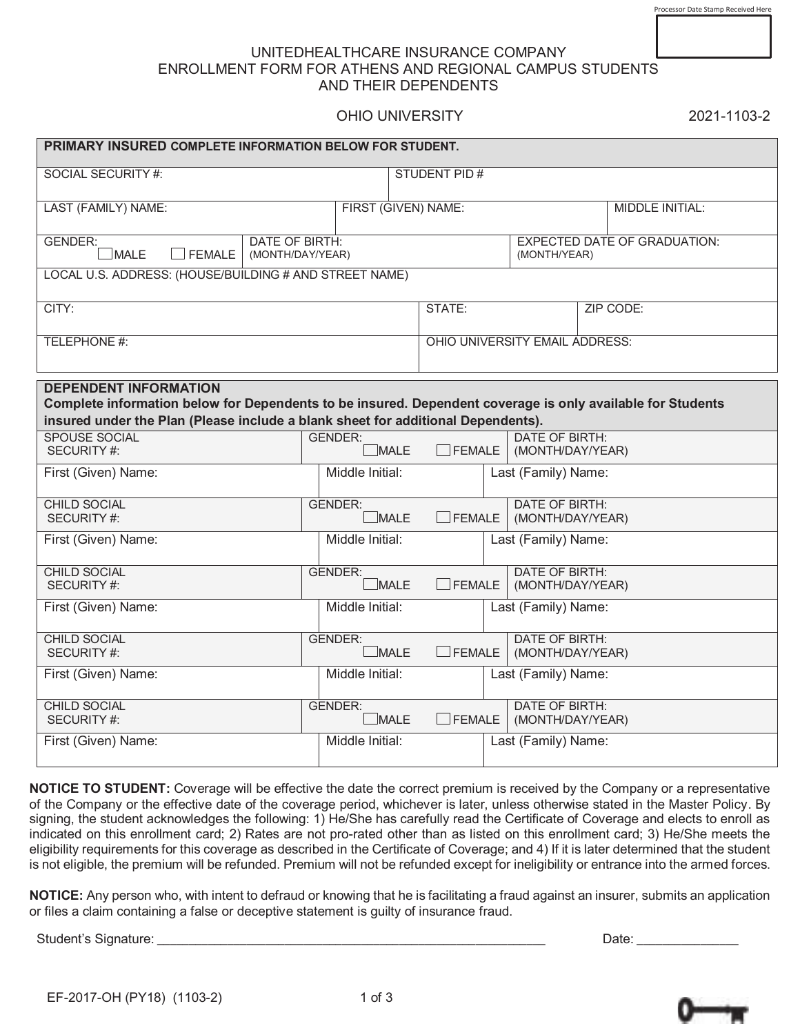Processor Date Stamp Received Here

UNITEDHEALTHCARE INSURANCE COMPANY
ENROLLMENT FORM FOR ATHENS AND REGIONAL CAMPUS STUDENTS
AND THEIR DEPENDENTS

OHIO UNIVERSITY 2021-1103-2

| **PRIMARY INSURED** COMPLETE INFORMATION BELOW FOR STUDENT. | | |
|---|---|---|
| SOCIAL SECURITY #: | STUDENT PID # | |
| LAST (FAMILY) NAME: | FIRST (GIVEN) NAME: | MIDDLE INITIAL: |
| GENDER: ☐ MALE ☐ FEMALE | DATE OF BIRTH: (MONTH/DAY/YEAR) | EXPECTED DATE OF GRADUATION: (MONTH/YEAR) |
| LOCAL U.S. ADDRESS: (HOUSE/BUILDING # AND STREET NAME) | | |
| CITY: | STATE: | ZIP CODE: |
| TELEPHONE #: | OHIO UNIVERSITY EMAIL ADDRESS: | |

| **DEPENDENT INFORMATION** **Complete information below for Dependents to be insured. Dependent coverage is only available for Students insured under the Plan (Please include a blank sheet for additional Dependents).** | | |
|---|---|---|
| SPOUSE SOCIAL SECURITY #: | GENDER: ☐ MALE ☐ FEMALE | DATE OF BIRTH: (MONTH/DAY/YEAR) |
| First (Given) Name: | Middle Initial: | Last (Family) Name: |
| CHILD SOCIAL SECURITY #: | GENDER: ☐ MALE ☐ FEMALE | DATE OF BIRTH: (MONTH/DAY/YEAR) |
| First (Given) Name: | Middle Initial: | Last (Family) Name: |
| CHILD SOCIAL SECURITY #: | GENDER: ☐ MALE ☐ FEMALE | DATE OF BIRTH: (MONTH/DAY/YEAR) |
| First (Given) Name: | Middle Initial: | Last (Family) Name: |
| CHILD SOCIAL SECURITY #: | GENDER: ☐ MALE ☐ FEMALE | DATE OF BIRTH: (MONTH/DAY/YEAR) |
| First (Given) Name: | Middle Initial: | Last (Family) Name: |
| CHILD SOCIAL SECURITY #: | GENDER: ☐ MALE ☐ FEMALE | DATE OF BIRTH: (MONTH/DAY/YEAR) |
| First (Given) Name: | Middle Initial: | Last (Family) Name: |

**NOTICE TO STUDENT:** Coverage will be effective the date the correct premium is received by the Company or a representative of the Company or the effective date of the coverage period, whichever is later, unless otherwise stated in the Master Policy. By signing, the student acknowledges the following: 1) He/She has carefully read the Certificate of Coverage and elects to enroll as indicated on this enrollment card; 2) Rates are not pro-rated other than as listed on this enrollment card; 3) He/She meets the eligibility requirements for this coverage as described in the Certificate of Coverage; and 4) If it is later determined that the student is not eligible, the premium will be refunded. Premium will not be refunded except for ineligibility or entrance into the armed forces.

**NOTICE:** Any person who, with intent to defraud or knowing that he is facilitating a fraud against an insurer, submits an application or files a claim containing a false or deceptive statement is guilty of insurance fraud.

Student's Signature: ________________________________________________________ Date: ______________

EF-2017-OH (PY18) (1103-2)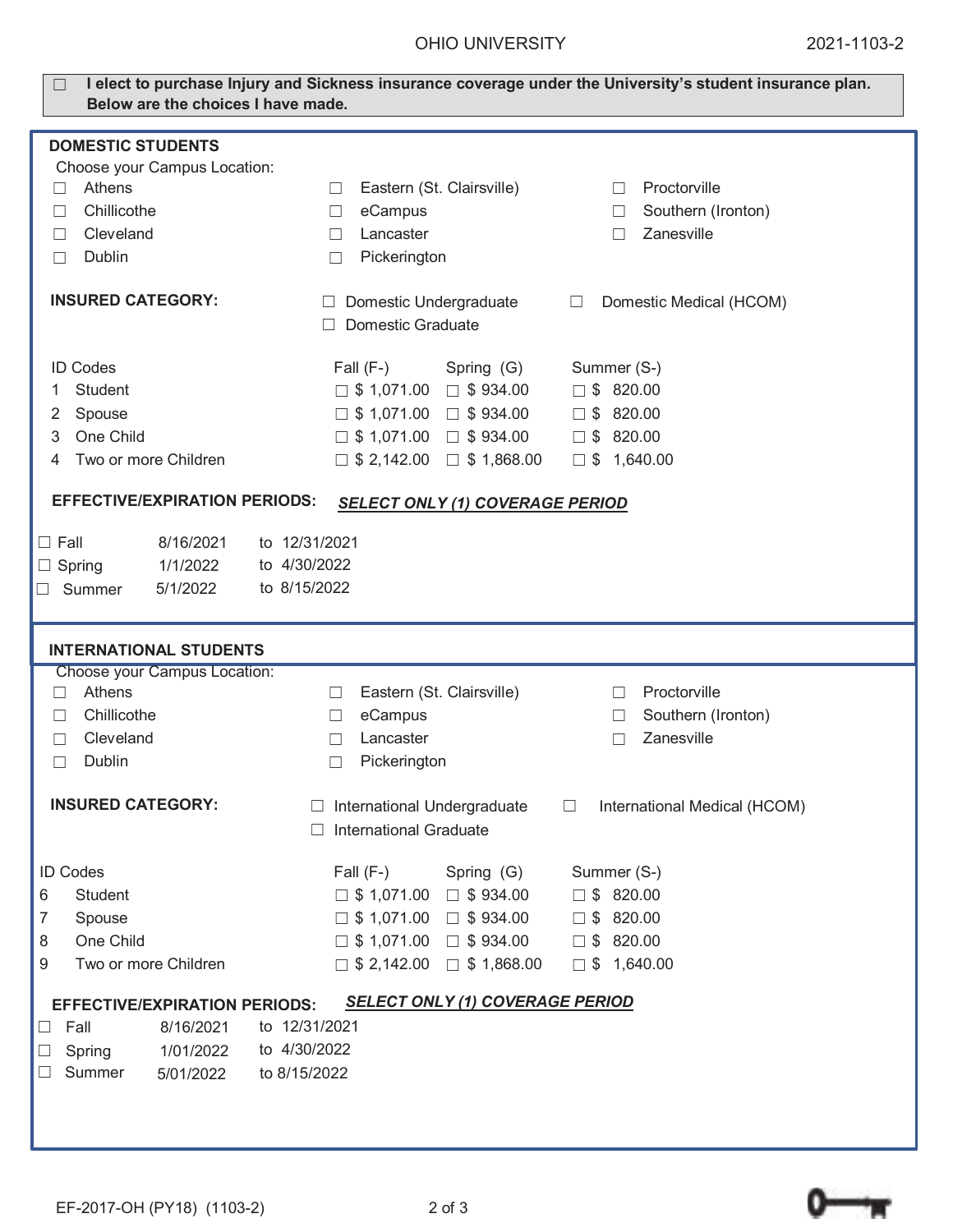☐ **I elect to purchase Injury and Sickness insurance coverage under the University's student insurance plan. Below are the choices I have made.**

## DOMESTIC STUDENTS

Choose your Campus Location:

| | | |
|---|---|---|
| ☐ Athens | ☐ Eastern (St. Clairsville) | ☐ Proctorville |
| ☐ Chillicothe | ☐ eCampus | ☐ Southern (Ironton) |
| ☐ Cleveland | ☐ Lancaster | ☐ Zanesville |
| ☐ Dublin | ☐ Pickerington | |

**INSURED CATEGORY:** ☐ Domestic Undergraduate ☐ Domestic Graduate ☐ Domestic Medical (HCOM)

| ID Codes | | Fall (F-) | Spring (G) | Summer (S-) |
|---|---|---|---|---|
| 1 | Student | ☐ $ 1,071.00 | ☐ $ 934.00 | ☐ $ 820.00 |
| 2 | Spouse | ☐ $ 1,071.00 | ☐ $ 934.00 | ☐ $ 820.00 |
| 3 | One Child | ☐ $ 1,071.00 | ☐ $ 934.00 | ☐ $ 820.00 |
| 4 | Two or more Children | ☐ $ 2,142.00 | ☐ $ 1,868.00 | ☐ $ 1,640.00 |

**EFFECTIVE/EXPIRATION PERIODS:** ***SELECT ONLY (1) COVERAGE PERIOD***

| | | |
|---|---|---|
| ☐ Fall | 8/16/2021 | to 12/31/2021 |
| ☐ Spring | 1/1/2022 | to 4/30/2022 |
| ☐ Summer | 5/1/2022 | to 8/15/2022 |

## INTERNATIONAL STUDENTS

Choose your Campus Location:

| | | |
|---|---|---|
| ☐ Athens | ☐ Eastern (St. Clairsville) | ☐ Proctorville |
| ☐ Chillicothe | ☐ eCampus | ☐ Southern (Ironton) |
| ☐ Cleveland | ☐ Lancaster | ☐ Zanesville |
| ☐ Dublin | ☐ Pickerington | |

**INSURED CATEGORY:** ☐ International Undergraduate ☐ International Graduate ☐ International Medical (HCOM)

| ID Codes | | Fall (F-) | Spring (G) | Summer (S-) |
|---|---|---|---|---|
| 6 | Student | ☐ $ 1,071.00 | ☐ $ 934.00 | ☐ $ 820.00 |
| 7 | Spouse | ☐ $ 1,071.00 | ☐ $ 934.00 | ☐ $ 820.00 |
| 8 | One Child | ☐ $ 1,071.00 | ☐ $ 934.00 | ☐ $ 820.00 |
| 9 | Two or more Children | ☐ $ 2,142.00 | ☐ $ 1,868.00 | ☐ $ 1,640.00 |

**EFFECTIVE/EXPIRATION PERIODS:** ***SELECT ONLY (1) COVERAGE PERIOD***

| | | |
|---|---|---|
| ☐ Fall | 8/16/2021 | to 12/31/2021 |
| ☐ Spring | 1/01/2022 | to 4/30/2022 |
| ☐ Summer | 5/01/2022 | to 8/15/2022 |

EF-2017-OH (PY18) (1103-2)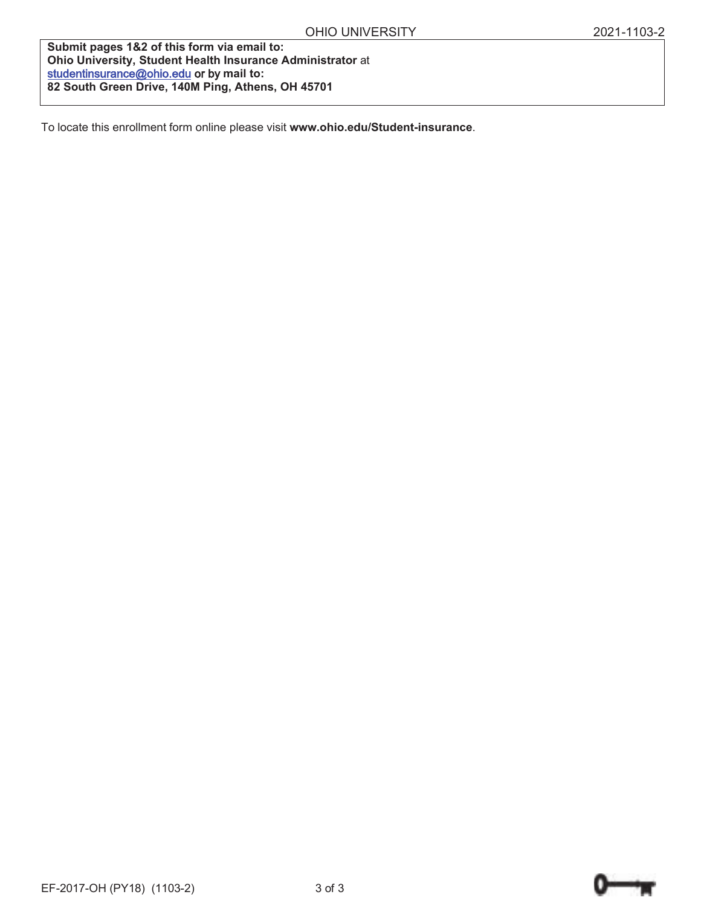**Submit pages 1&2 of this form via email to:**
**Ohio University, Student Health Insurance Administrator** at
studentinsurance@ohio.edu **or by mail to:**
**82 South Green Drive, 140M Ping, Athens, OH 45701**

To locate this enrollment form online please visit **www.ohio.edu/Student-insurance**.